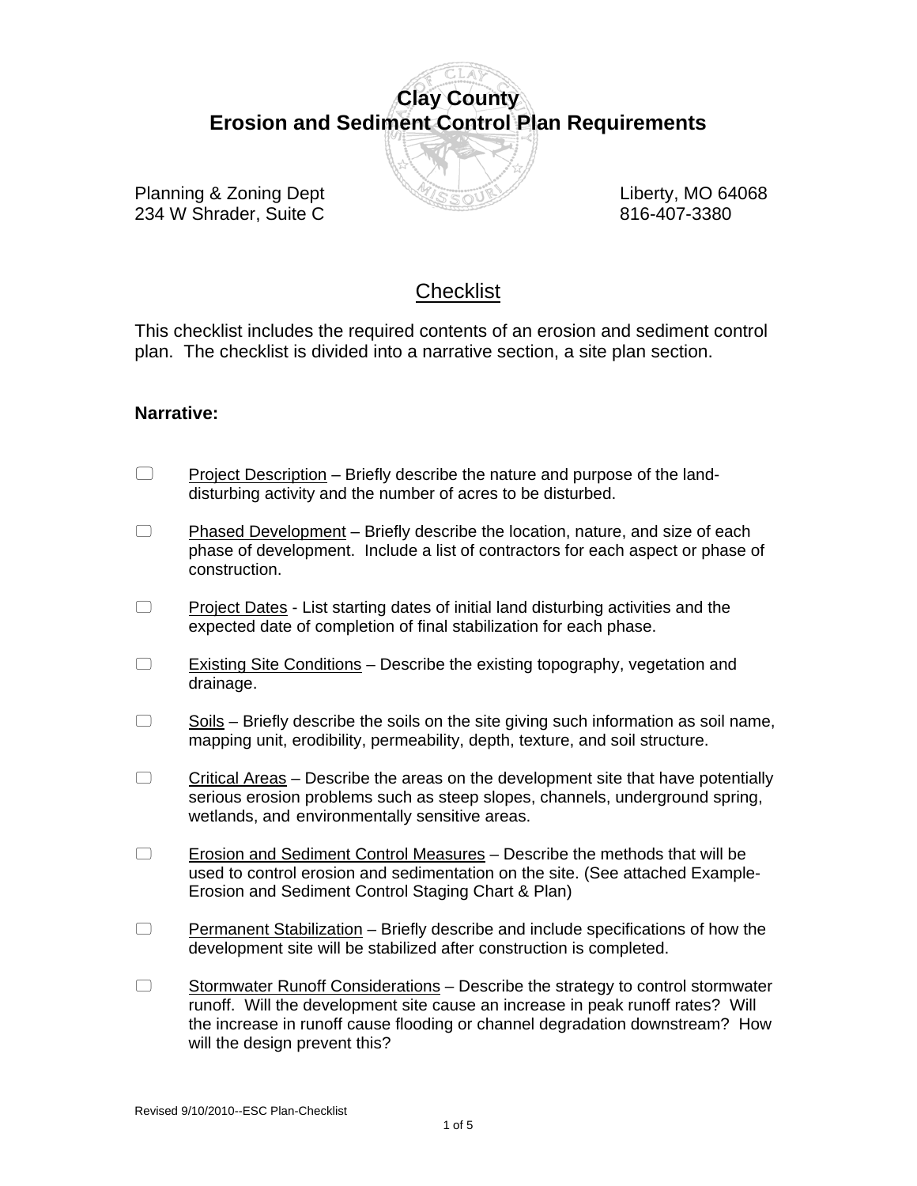# Clay County
# Erosion and Sediment Control Plan Requirements

Planning & Zoning Dept
234 W Shrader, Suite C

Liberty, MO 64068
816-407-3380

## Checklist

This checklist includes the required contents of an erosion and sediment control plan. The checklist is divided into a narrative section, a site plan section.

### Narrative:

- ☐ Project Description – Briefly describe the nature and purpose of the land-disturbing activity and the number of acres to be disturbed.

- ☐ Phased Development – Briefly describe the location, nature, and size of each phase of development. Include a list of contractors for each aspect or phase of construction.

- ☐ Project Dates - List starting dates of initial land disturbing activities and the expected date of completion of final stabilization for each phase.

- ☐ Existing Site Conditions – Describe the existing topography, vegetation and drainage.

- ☐ Soils – Briefly describe the soils on the site giving such information as soil name, mapping unit, erodibility, permeability, depth, texture, and soil structure.

- ☐ Critical Areas – Describe the areas on the development site that have potentially serious erosion problems such as steep slopes, channels, underground spring, wetlands, and environmentally sensitive areas.

- ☐ Erosion and Sediment Control Measures – Describe the methods that will be used to control erosion and sedimentation on the site. (See attached Example-Erosion and Sediment Control Staging Chart & Plan)

- ☐ Permanent Stabilization – Briefly describe and include specifications of how the development site will be stabilized after construction is completed.

- ☐ Stormwater Runoff Considerations – Describe the strategy to control stormwater runoff. Will the development site cause an increase in peak runoff rates? Will the increase in runoff cause flooding or channel degradation downstream? How will the design prevent this?

Revised 9/10/2010--ESC Plan-Checklist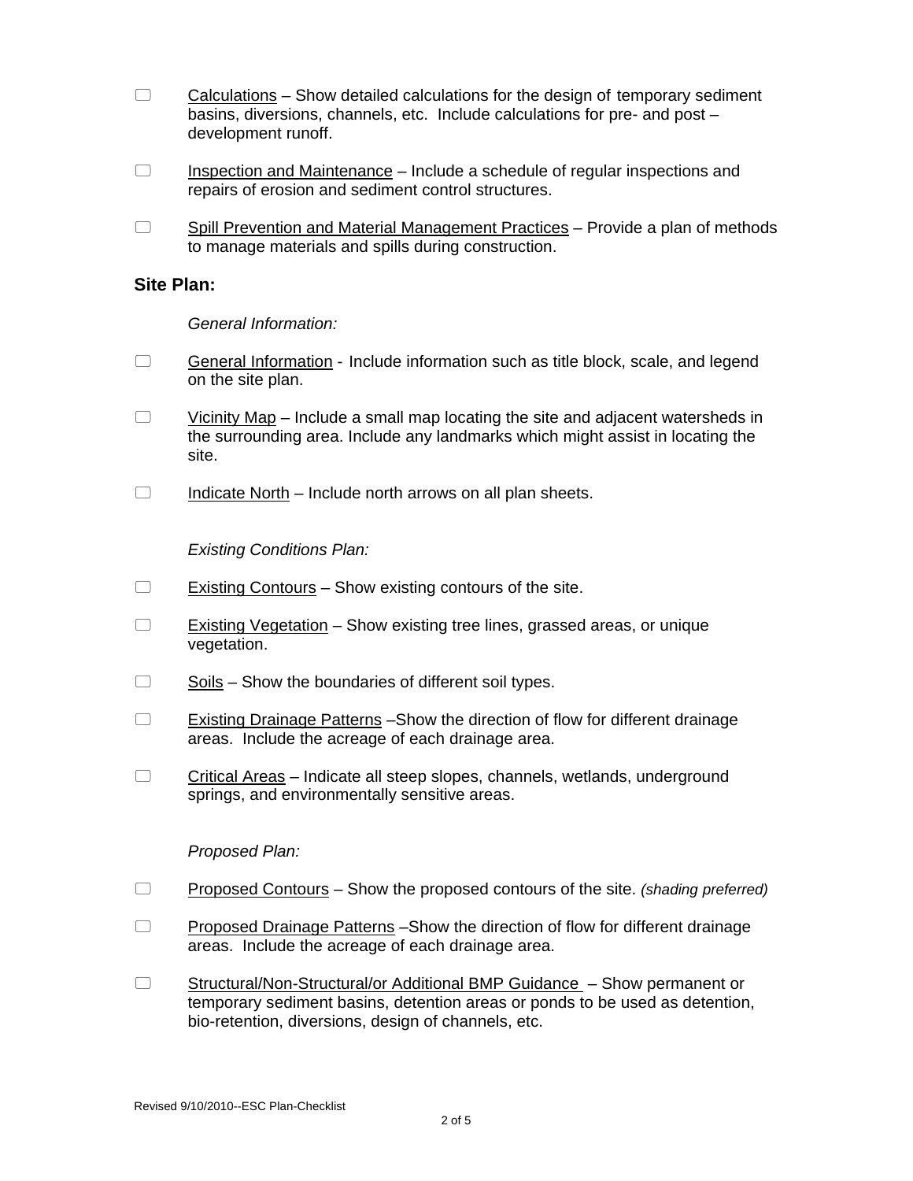- [ ] <u>Calculations</u> – Show detailed calculations for the design of temporary sediment basins, diversions, channels, etc. Include calculations for pre- and post – development runoff.

- [ ] <u>Inspection and Maintenance</u> – Include a schedule of regular inspections and repairs of erosion and sediment control structures.

- [ ] <u>Spill Prevention and Material Management Practices</u> – Provide a plan of methods to manage materials and spills during construction.

### Site Plan:

*General Information:*

- [ ] <u>General Information</u> - Include information such as title block, scale, and legend on the site plan.

- [ ] <u>Vicinity Map</u> – Include a small map locating the site and adjacent watersheds in the surrounding area. Include any landmarks which might assist in locating the site.

- [ ] <u>Indicate North</u> – Include north arrows on all plan sheets.

*Existing Conditions Plan:*

- [ ] <u>Existing Contours</u> – Show existing contours of the site.

- [ ] <u>Existing Vegetation</u> – Show existing tree lines, grassed areas, or unique vegetation.

- [ ] <u>Soils</u> – Show the boundaries of different soil types.

- [ ] <u>Existing Drainage Patterns</u> –Show the direction of flow for different drainage areas. Include the acreage of each drainage area.

- [ ] <u>Critical Areas</u> – Indicate all steep slopes, channels, wetlands, underground springs, and environmentally sensitive areas.

*Proposed Plan:*

- [ ] <u>Proposed Contours</u> – Show the proposed contours of the site. *(shading preferred)*

- [ ] <u>Proposed Drainage Patterns</u> –Show the direction of flow for different drainage areas. Include the acreage of each drainage area.

- [ ] <u>Structural/Non-Structural/or Additional BMP Guidance</u> – Show permanent or temporary sediment basins, detention areas or ponds to be used as detention, bio-retention, diversions, design of channels, etc.

Revised 9/10/2010--ESC Plan-Checklist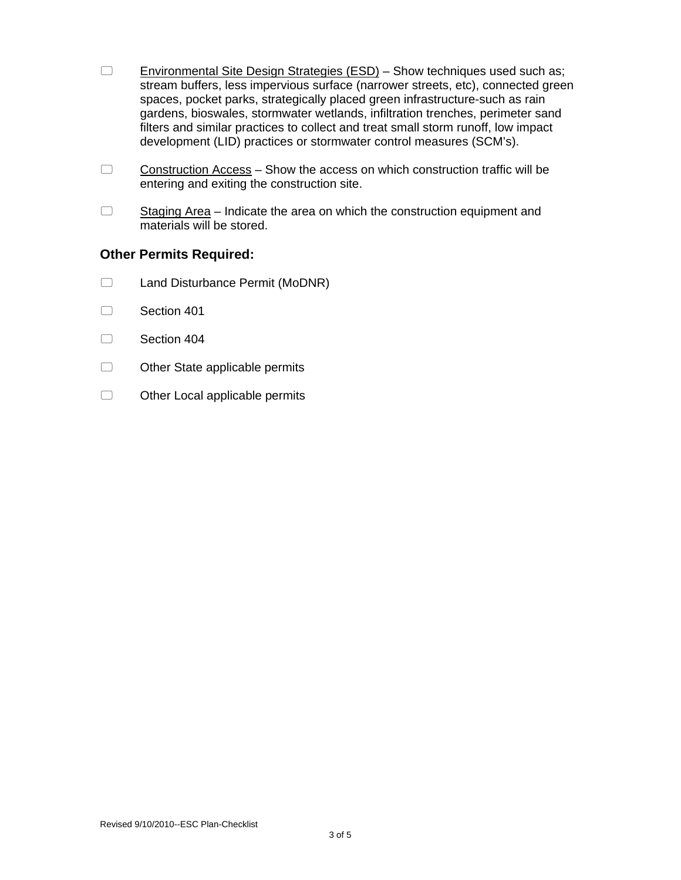- [ ] Environmental Site Design Strategies (ESD) – Show techniques used such as; stream buffers, less impervious surface (narrower streets, etc), connected green spaces, pocket parks, strategically placed green infrastructure-such as rain gardens, bioswales, stormwater wetlands, infiltration trenches, perimeter sand filters and similar practices to collect and treat small storm runoff, low impact development (LID) practices or stormwater control measures (SCM's).

- [ ] Construction Access – Show the access on which construction traffic will be entering and exiting the construction site.

- [ ] Staging Area – Indicate the area on which the construction equipment and materials will be stored.

### Other Permits Required:

- [ ] Land Disturbance Permit (MoDNR)
- [ ] Section 401
- [ ] Section 404
- [ ] Other State applicable permits
- [ ] Other Local applicable permits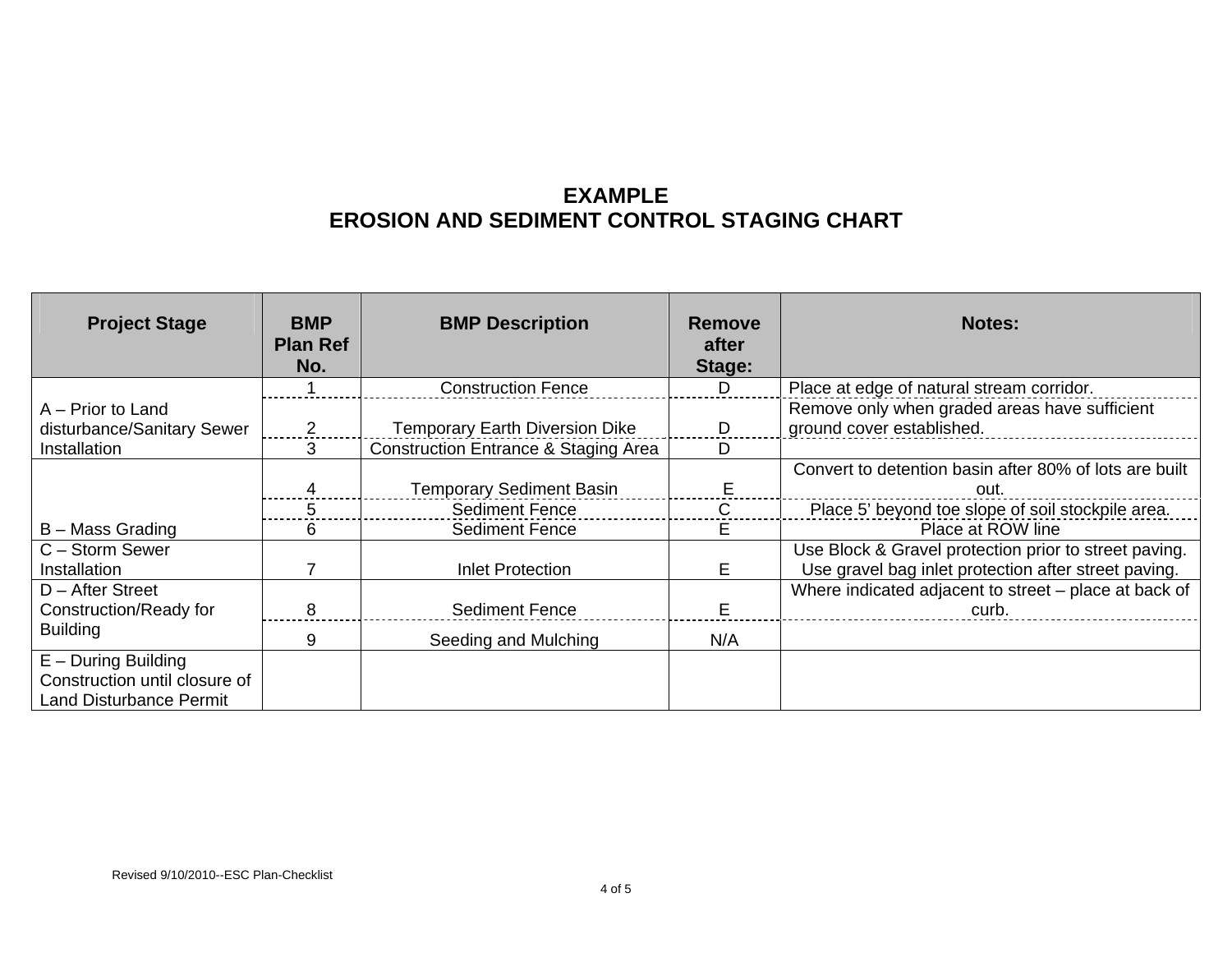# EXAMPLE
# EROSION AND SEDIMENT CONTROL STAGING CHART

| Project Stage | BMP Plan Ref No. | BMP Description | Remove after Stage: | Notes: |
|---|---|---|---|---|
| A – Prior to Land disturbance/Sanitary Sewer Installation | 1 | Construction Fence | D | Place at edge of natural stream corridor. |
| | 2 | Temporary Earth Diversion Dike | D | Remove only when graded areas have sufficient ground cover established. |
| | 3 | Construction Entrance & Staging Area | D | |
| B – Mass Grading | 4 | Temporary Sediment Basin | E | Convert to detention basin after 80% of lots are built out. |
| | 5 | Sediment Fence | C | Place 5' beyond toe slope of soil stockpile area. |
| | 6 | Sediment Fence | E | Place at ROW line |
| C – Storm Sewer Installation | 7 | Inlet Protection | E | Use Block & Gravel protection prior to street paving. Use gravel bag inlet protection after street paving. |
| D – After Street Construction/Ready for Building | 8 | Sediment Fence | E | Where indicated adjacent to street – place at back of curb. |
| | 9 | Seeding and Mulching | N/A | |
| E – During Building Construction until closure of Land Disturbance Permit | | | | |

Revised 9/10/2010--ESC Plan-Checklist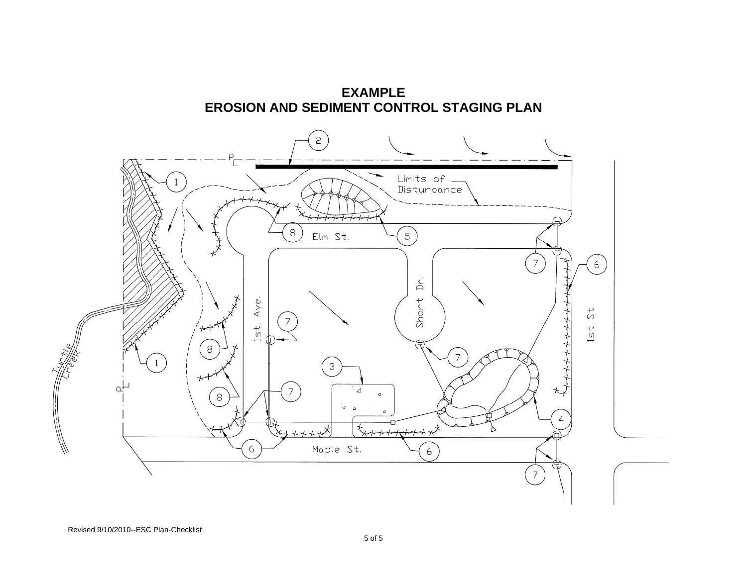# EXAMPLE
# EROSION AND SEDIMENT CONTROL STAGING PLAN

2

P
L

1

Limits of Disturbance

8

Elm St.

5

7

6

Short Dr.

1st Ave.

7

1st St.

Turtle Creek

8

7

1

3

P
L

8

7

4

6

Maple St.

6

7

Revised 9/10/2010--ESC Plan-Checklist